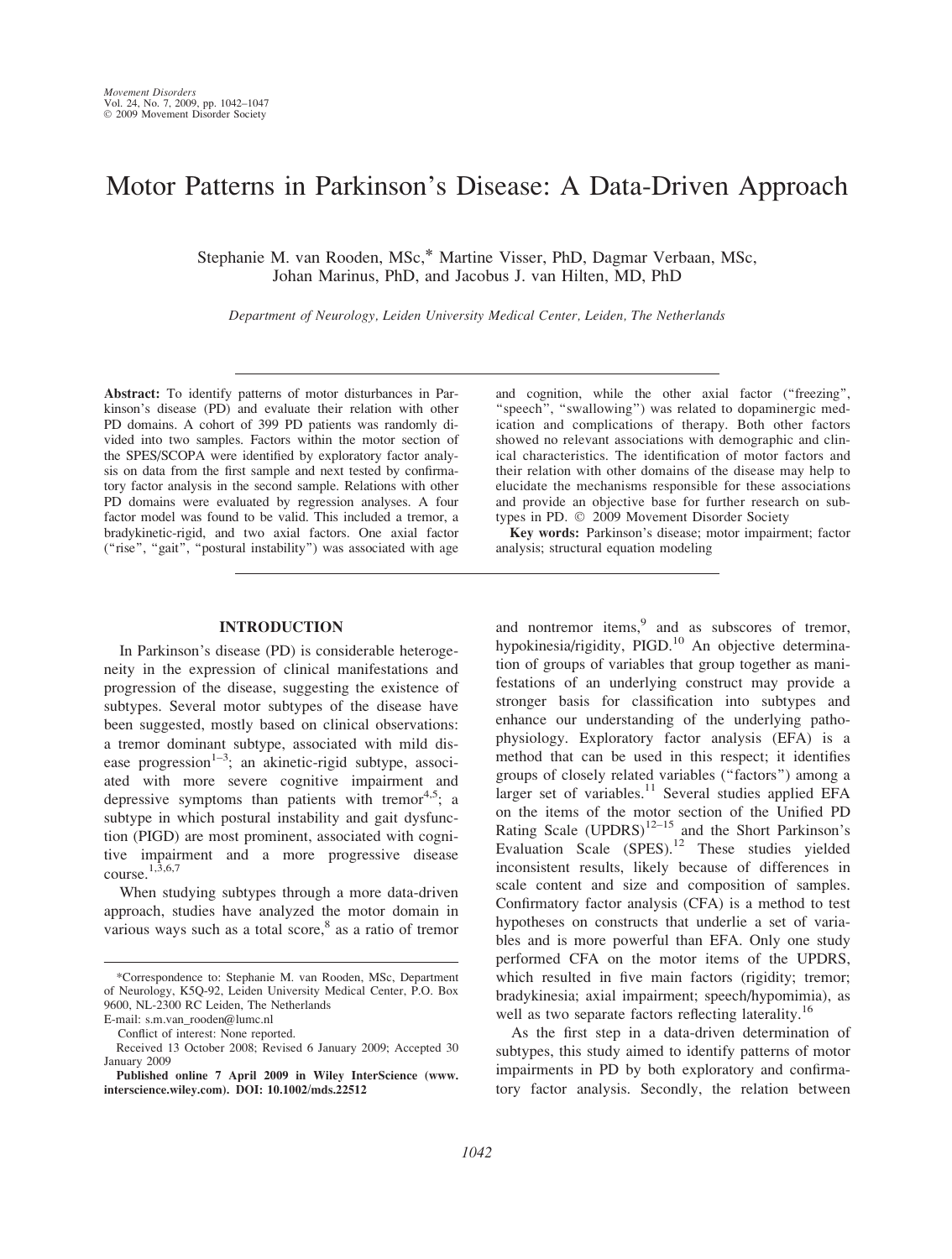# Motor Patterns in Parkinson's Disease: A Data-Driven Approach

Stephanie M. van Rooden, MSc,* Martine Visser, PhD, Dagmar Verbaan, MSc, Johan Marinus, PhD, and Jacobus J. van Hilten, MD, PhD

*Department of Neurology, Leiden University Medical Center, Leiden, The Netherlands*

**Abstract:** To identify patterns of motor disturbances in Parkinson's disease (PD) and evaluate their relation with other PD domains. A cohort of 399 PD patients was randomly divided into two samples. Factors within the motor section of the SPES/SCOPA were identified by exploratory factor analysis on data from the first sample and next tested by confirmatory factor analysis in the second sample. Relations with other PD domains were evaluated by regression analyses. A four factor model was found to be valid. This included a tremor, a bradykinetic-rigid, and two axial factors. One axial factor ("rise", "gait", "postural instability") was associated with age and cognition, while the other axial factor ("freezing", "speech", "swallowing") was related to dopaminergic medication and complications of therapy. Both other factors showed no relevant associations with demographic and clinical characteristics. The identification of motor factors and their relation with other domains of the disease may help to elucidate the mechanisms responsible for these associations and provide an objective base for further research on subtypes in PD. © 2009 Movement Disorder Society

**Key words:** Parkinson's disease; motor impairment; factor analysis; structural equation modeling

## INTRODUCTION

In Parkinson's disease (PD) is considerable heterogeneity in the expression of clinical manifestations and progression of the disease, suggesting the existence of subtypes. Several motor subtypes of the disease have been suggested, mostly based on clinical observations: a tremor dominant subtype, associated with mild disease progression[1–3]; an akinetic-rigid subtype, associated with more severe cognitive impairment and depressive symptoms than patients with tremor[4,5]; a subtype in which postural instability and gait dysfunction (PIGD) are most prominent, associated with cognitive impairment and a more progressive disease course.[1,3,6,7]

When studying subtypes through a more data-driven approach, studies have analyzed the motor domain in various ways such as a total score,[8] as a ratio of tremor and nontremor items,[9] and as subscores of tremor, hypokinesia/rigidity, PIGD.[10] An objective determination of groups of variables that group together as manifestations of an underlying construct may provide a stronger basis for classification into subtypes and enhance our understanding of the underlying pathophysiology. Exploratory factor analysis (EFA) is a method that can be used in this respect; it identifies groups of closely related variables ("factors") among a larger set of variables.[11] Several studies applied EFA on the items of the motor section of the Unified PD Rating Scale (UPDRS)[12–15] and the Short Parkinson's Evaluation Scale (SPES).[12] These studies yielded inconsistent results, likely because of differences in scale content and size and composition of samples. Confirmatory factor analysis (CFA) is a method to test hypotheses on constructs that underlie a set of variables and is more powerful than EFA. Only one study performed CFA on the motor items of the UPDRS, which resulted in five main factors (rigidity; tremor; bradykinesia; axial impairment; speech/hypomimia), as well as two separate factors reflecting laterality.[16]

As the first step in a data-driven determination of subtypes, this study aimed to identify patterns of motor impairments in PD by both exploratory and confirmatory factor analysis. Secondly, the relation between

---

*Correspondence to: Stephanie M. van Rooden, MSc, Department of Neurology, K5Q-92, Leiden University Medical Center, P.O. Box 9600, NL-2300 RC Leiden, The Netherlands
E-mail: s.m.van_rooden@lumc.nl

Conflict of interest: None reported.

Received 13 October 2008; Revised 6 January 2009; Accepted 30 January 2009

**Published online 7 April 2009 in Wiley InterScience (www.interscience.wiley.com). DOI: 10.1002/mds.22512**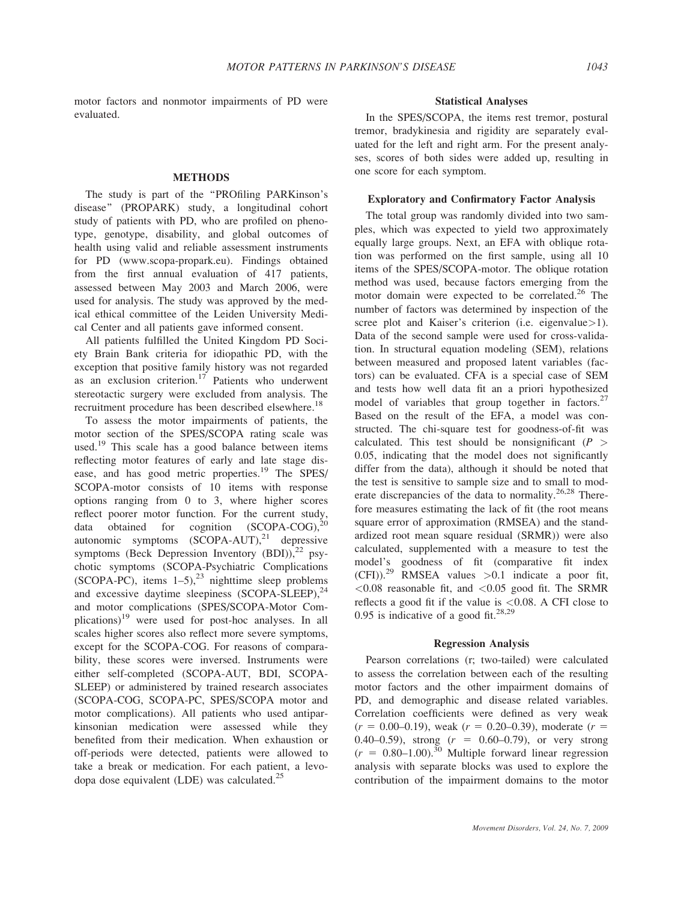motor factors and nonmotor impairments of PD were evaluated.

## METHODS

The study is part of the "PROfiling PARKinson's disease" (PROPARK) study, a longitudinal cohort study of patients with PD, who are profiled on phenotype, genotype, disability, and global outcomes of health using valid and reliable assessment instruments for PD (www.scopa-propark.eu). Findings obtained from the first annual evaluation of 417 patients, assessed between May 2003 and March 2006, were used for analysis. The study was approved by the medical ethical committee of the Leiden University Medical Center and all patients gave informed consent.

All patients fulfilled the United Kingdom PD Society Brain Bank criteria for idiopathic PD, with the exception that positive family history was not regarded as an exclusion criterion.[17] Patients who underwent stereotactic surgery were excluded from analysis. The recruitment procedure has been described elsewhere.[18]

To assess the motor impairments of patients, the motor section of the SPES/SCOPA rating scale was used.[19] This scale has a good balance between items reflecting motor features of early and late stage disease, and has good metric properties.[19] The SPES/SCOPA-motor consists of 10 items with response options ranging from 0 to 3, where higher scores reflect poorer motor function. For the current study, data obtained for cognition (SCOPA-COG),[20] autonomic symptoms (SCOPA-AUT),[21] depressive symptoms (Beck Depression Inventory (BDI)),[22] psychotic symptoms (SCOPA-Psychiatric Complications (SCOPA-PC), items 1–5),[23] nighttime sleep problems and excessive daytime sleepiness (SCOPA-SLEEP),[24] and motor complications (SPES/SCOPA-Motor Complications)[19] were used for post-hoc analyses. In all scales higher scores also reflect more severe symptoms, except for the SCOPA-COG. For reasons of comparability, these scores were inversed. Instruments were either self-completed (SCOPA-AUT, BDI, SCOPA-SLEEP) or administered by trained research associates (SCOPA-COG, SCOPA-PC, SPES/SCOPA motor and motor complications). All patients who used antiparkinsonian medication were assessed while they benefited from their medication. When exhaustion or off-periods were detected, patients were allowed to take a break or medication. For each patient, a levodopa dose equivalent (LDE) was calculated.[25]

### Statistical Analyses

In the SPES/SCOPA, the items rest tremor, postural tremor, bradykinesia and rigidity are separately evaluated for the left and right arm. For the present analyses, scores of both sides were added up, resulting in one score for each symptom.

### Exploratory and Confirmatory Factor Analysis

The total group was randomly divided into two samples, which was expected to yield two approximately equally large groups. Next, an EFA with oblique rotation was performed on the first sample, using all 10 items of the SPES/SCOPA-motor. The oblique rotation method was used, because factors emerging from the motor domain were expected to be correlated.[26] The number of factors was determined by inspection of the scree plot and Kaiser's criterion (i.e. eigenvalue>1). Data of the second sample were used for cross-validation. In structural equation modeling (SEM), relations between measured and proposed latent variables (factors) can be evaluated. CFA is a special case of SEM and tests how well data fit an a priori hypothesized model of variables that group together in factors.[27] Based on the result of the EFA, a model was constructed. The chi-square test for goodness-of-fit was calculated. This test should be nonsignificant ($P > 0.05$, indicating that the model does not significantly differ from the data), although it should be noted that the test is sensitive to sample size and to small to moderate discrepancies of the data to normality.[26,28] Therefore measures estimating the lack of fit (the root means square error of approximation (RMSEA) and the standardized root mean square residual (SRMR)) were also calculated, supplemented with a measure to test the model's goodness of fit (comparative fit index (CFI)).[29] RMSEA values >0.1 indicate a poor fit, <0.08 reasonable fit, and <0.05 good fit. The SRMR reflects a good fit if the value is <0.08. A CFI close to 0.95 is indicative of a good fit.[28,29]

### Regression Analysis

Pearson correlations (r; two-tailed) were calculated to assess the correlation between each of the resulting motor factors and the other impairment domains of PD, and demographic and disease related variables. Correlation coefficients were defined as very weak ($r = 0.00$–$0.19$), weak ($r = 0.20$–$0.39$), moderate ($r = 0.40$–$0.59$), strong ($r = 0.60$–$0.79$), or very strong ($r = 0.80$–$1.00$).[30] Multiple forward linear regression analysis with separate blocks was used to explore the contribution of the impairment domains to the motor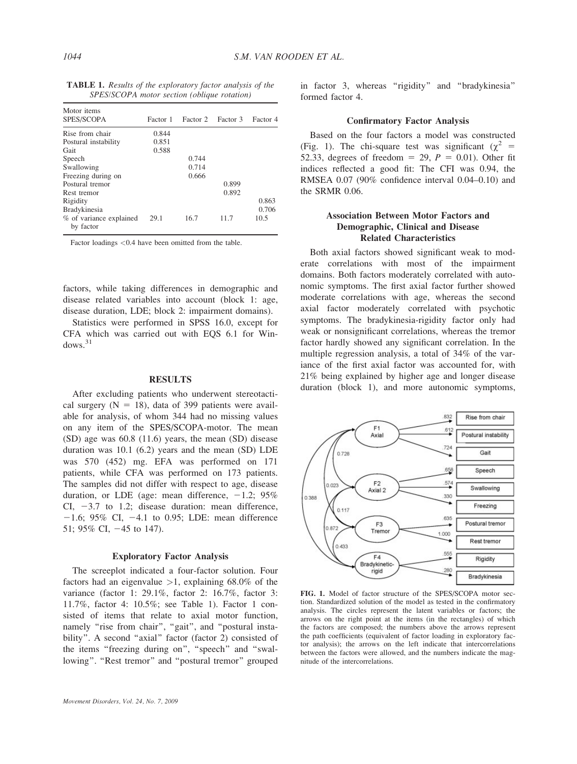**TABLE 1.** *Results of the exploratory factor analysis of the SPES/SCOPA motor section (oblique rotation)*

| Motor items SPES/SCOPA | Factor 1 | Factor 2 | Factor 3 | Factor 4 |
|---|---|---|---|---|
| Rise from chair | 0.844 | | | |
| Postural instability | 0.851 | | | |
| Gait | 0.588 | | | |
| Speech | | 0.744 | | |
| Swallowing | | 0.714 | | |
| Freezing during on | | 0.666 | | |
| Postural tremor | | | 0.899 | |
| Rest tremor | | | 0.892 | |
| Rigidity | | | | 0.863 |
| Bradykinesia | | | | 0.706 |
| % of variance explained by factor | 29.1 | 16.7 | 11.7 | 10.5 |

Factor loadings <0.4 have been omitted from the table.

factors, while taking differences in demographic and disease related variables into account (block 1: age, disease duration, LDE; block 2: impairment domains).

Statistics were performed in SPSS 16.0, except for CFA which was carried out with EQS 6.1 for Windows.[31]

## RESULTS

After excluding patients who underwent stereotactical surgery (N = 18), data of 399 patients were available for analysis, of whom 344 had no missing values on any item of the SPES/SCOPA-motor. The mean (SD) age was 60.8 (11.6) years, the mean (SD) disease duration was 10.1 (6.2) years and the mean (SD) LDE was 570 (452) mg. EFA was performed on 171 patients, while CFA was performed on 173 patients. The samples did not differ with respect to age, disease duration, or LDE (age: mean difference, −1.2; 95% CI, −3.7 to 1.2; disease duration: mean difference, −1.6; 95% CI, −4.1 to 0.95; LDE: mean difference 51; 95% CI, −45 to 147).

### Exploratory Factor Analysis

The screeplot indicated a four-factor solution. Four factors had an eigenvalue >1, explaining 68.0% of the variance (factor 1: 29.1%, factor 2: 16.7%, factor 3: 11.7%, factor 4: 10.5%; see Table 1). Factor 1 consisted of items that relate to axial motor function, namely "rise from chair", "gait", and "postural instability". A second "axial" factor (factor 2) consisted of the items "freezing during on", "speech" and "swallowing". "Rest tremor" and "postural tremor" grouped in factor 3, whereas "rigidity" and "bradykinesia" formed factor 4.

### Confirmatory Factor Analysis

Based on the four factors a model was constructed (Fig. 1). The chi-square test was significant ($\chi^2$ = 52.33, degrees of freedom = 29, $P$ = 0.01). Other fit indices reflected a good fit: The CFI was 0.94, the RMSEA 0.07 (90% confidence interval 0.04–0.10) and the SRMR 0.06.

### Association Between Motor Factors and Demographic, Clinical and Disease Related Characteristics

Both axial factors showed significant weak to moderate correlations with most of the impairment domains. Both factors moderately correlated with autonomic symptoms. The first axial factor further showed moderate correlations with age, whereas the second axial factor moderately correlated with psychotic symptoms. The bradykinesia-rigidity factor only had weak or nonsignificant correlations, whereas the tremor factor hardly showed any significant correlation. In the multiple regression analysis, a total of 34% of the variance of the first axial factor was accounted for, with 21% being explained by higher age and longer disease duration (block 1), and more autonomic symptoms,

**FIG. 1.** Model of factor structure of the SPES/SCOPA motor section. Standardized solution of the model as tested in the confirmatory analysis. The circles represent the latent variables or factors; the arrows on the right point at the items (in the rectangles) of which the factors are composed; the numbers above the arrows represent the path coefficients (equivalent of factor loading in exploratory factor analysis); the arrows on the left indicate that intercorrelations between the factors were allowed, and the numbers indicate the magnitude of the intercorrelations.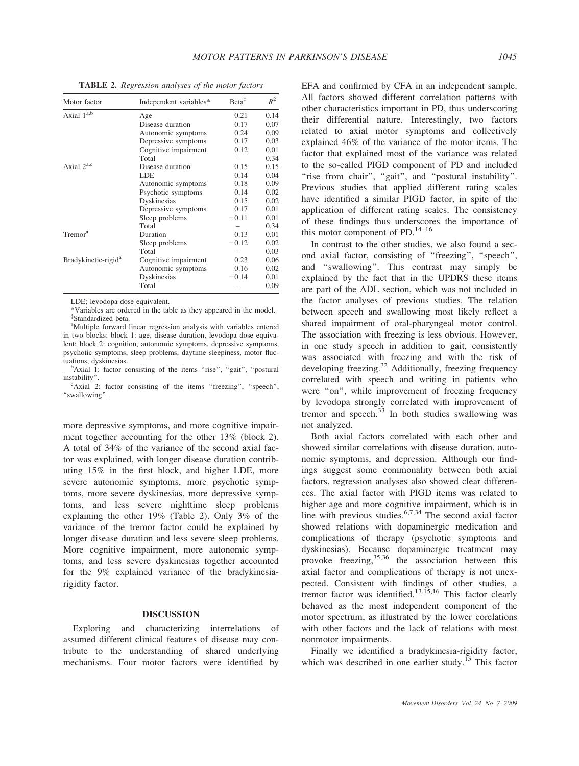**TABLE 2.** *Regression analyses of the motor factors*

| Motor factor | Independent variables* | Beta[‡] | $R^2$ |
|---|---|---|---|
| Axial 1[a,b] | Age | 0.21 | 0.14 |
| | Disease duration | 0.17 | 0.07 |
| | Autonomic symptoms | 0.24 | 0.09 |
| | Depressive symptoms | 0.17 | 0.03 |
| | Cognitive impairment | 0.12 | 0.01 |
| | Total | – | 0.34 |
| Axial 2[a,c] | Disease duration | 0.15 | 0.15 |
| | LDE | 0.14 | 0.04 |
| | Autonomic symptoms | 0.18 | 0.09 |
| | Psychotic symptoms | 0.14 | 0.02 |
| | Dyskinesias | 0.15 | 0.02 |
| | Depressive symptoms | 0.17 | 0.01 |
| | Sleep problems | −0.11 | 0.01 |
| | Total | – | 0.34 |
| Tremor[a] | Duration | 0.13 | 0.01 |
| | Sleep problems | −0.12 | 0.02 |
| | Total | – | 0.03 |
| Bradykinetic-rigid[a] | Cognitive impairment | 0.23 | 0.06 |
| | Autonomic symptoms | 0.16 | 0.02 |
| | Dyskinesias | −0.14 | 0.01 |
| | Total | – | 0.09 |

LDE; levodopa dose equivalent.

*Variables are ordered in the table as they appeared in the model.

[‡]Standardized beta.

[a]Multiple forward linear regression analysis with variables entered in two blocks: block 1: age, disease duration, levodopa dose equivalent; block 2: cognition, autonomic symptoms, depressive symptoms, psychotic symptoms, sleep problems, daytime sleepiness, motor fluctuations, dyskinesias.

[b]Axial 1: factor consisting of the items "rise", "gait", "postural instability".

[c]Axial 2: factor consisting of the items "freezing", "speech", "swallowing".

more depressive symptoms, and more cognitive impairment together accounting for the other 13% (block 2). A total of 34% of the variance of the second axial factor was explained, with longer disease duration contributing 15% in the first block, and higher LDE, more severe autonomic symptoms, more psychotic symptoms, more severe dyskinesias, more depressive symptoms, and less severe nighttime sleep problems explaining the other 19% (Table 2). Only 3% of the variance of the tremor factor could be explained by longer disease duration and less severe sleep problems. More cognitive impairment, more autonomic symptoms, and less severe dyskinesias together accounted for the 9% explained variance of the bradykinesia-rigidity factor.

## DISCUSSION

Exploring and characterizing interrelations of assumed different clinical features of disease may contribute to the understanding of shared underlying mechanisms. Four motor factors were identified by EFA and confirmed by CFA in an independent sample. All factors showed different correlation patterns with other characteristics important in PD, thus underscoring their differential nature. Interestingly, two factors related to axial motor symptoms and collectively explained 46% of the variance of the motor items. The factor that explained most of the variance was related to the so-called PIGD component of PD and included "rise from chair", "gait", and "postural instability". Previous studies that applied different rating scales have identified a similar PIGD factor, in spite of the application of different rating scales. The consistency of these findings thus underscores the importance of this motor component of PD.[14–16]

In contrast to the other studies, we also found a second axial factor, consisting of "freezing", "speech", and "swallowing". This contrast may simply be explained by the fact that in the UPDRS these items are part of the ADL section, which was not included in the factor analyses of previous studies. The relation between speech and swallowing most likely reflect a shared impairment of oral-pharyngeal motor control. The association with freezing is less obvious. However, in one study speech in addition to gait, consistently was associated with freezing and with the risk of developing freezing.[32] Additionally, freezing frequency correlated with speech and writing in patients who were "on", while improvement of freezing frequency by levodopa strongly correlated with improvement of tremor and speech.[33] In both studies swallowing was not analyzed.

Both axial factors correlated with each other and showed similar correlations with disease duration, autonomic symptoms, and depression. Although our findings suggest some commonality between both axial factors, regression analyses also showed clear differences. The axial factor with PIGD items was related to higher age and more cognitive impairment, which is in line with previous studies.[6,7,34] The second axial factor showed relations with dopaminergic medication and complications of therapy (psychotic symptoms and dyskinesias). Because dopaminergic treatment may provoke freezing,[35,36] the association between this axial factor and complications of therapy is not unexpected. Consistent with findings of other studies, a tremor factor was identified.[13,15,16] This factor clearly behaved as the most independent component of the motor spectrum, as illustrated by the lower corelations with other factors and the lack of relations with most nonmotor impairments.

Finally we identified a bradykinesia-rigidity factor, which was described in one earlier study.[15] This factor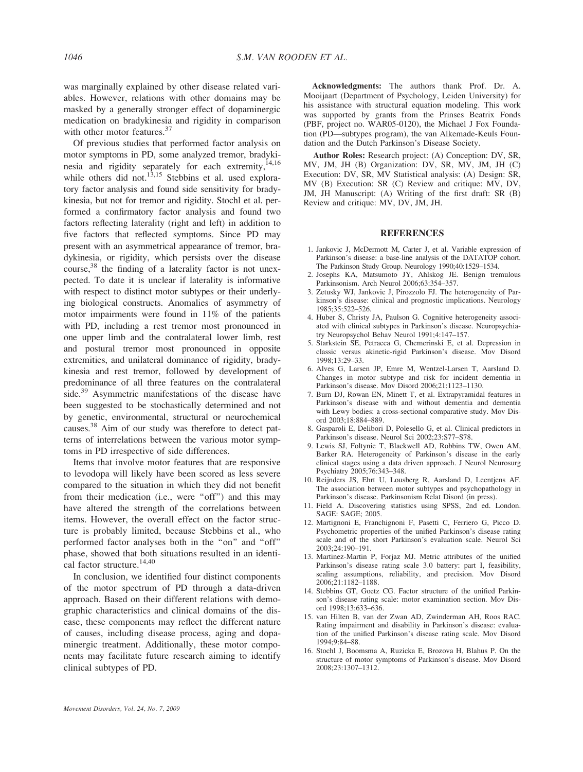was marginally explained by other disease related variables. However, relations with other domains may be masked by a generally stronger effect of dopaminergic medication on bradykinesia and rigidity in comparison with other motor features.[37]

Of previous studies that performed factor analysis on motor symptoms in PD, some analyzed tremor, bradykinesia and rigidity separately for each extremity,[14,16] while others did not.[13,15] Stebbins et al. used exploratory factor analysis and found side sensitivity for bradykinesia, but not for tremor and rigidity. Stochl et al. performed a confirmatory factor analysis and found two factors reflecting laterality (right and left) in addition to five factors that reflected symptoms. Since PD may present with an asymmetrical appearance of tremor, bradykinesia, or rigidity, which persists over the disease course,[38] the finding of a laterality factor is not unexpected. To date it is unclear if laterality is informative with respect to distinct motor subtypes or their underlying biological constructs. Anomalies of asymmetry of motor impairments were found in 11% of the patients with PD, including a rest tremor most pronounced in one upper limb and the contralateral lower limb, rest and postural tremor most pronounced in opposite extremities, and unilateral dominance of rigidity, bradykinesia and rest tremor, followed by development of predominance of all three features on the contralateral side.[39] Asymmetric manifestations of the disease have been suggested to be stochastically determined and not by genetic, environmental, structural or neurochemical causes.[38] Aim of our study was therefore to detect patterns of interrelations between the various motor symptoms in PD irrespective of side differences.

Items that involve motor features that are responsive to levodopa will likely have been scored as less severe compared to the situation in which they did not benefit from their medication (i.e., were "off") and this may have altered the strength of the correlations between items. However, the overall effect on the factor structure is probably limited, because Stebbins et al., who performed factor analyses both in the "on" and "off" phase, showed that both situations resulted in an identical factor structure.[14,40]

In conclusion, we identified four distinct components of the motor spectrum of PD through a data-driven approach. Based on their different relations with demographic characteristics and clinical domains of the disease, these components may reflect the different nature of causes, including disease process, aging and dopaminergic treatment. Additionally, these motor components may facilitate future research aiming to identify clinical subtypes of PD.

**Acknowledgments:** The authors thank Prof. Dr. A. Mooijaart (Department of Psychology, Leiden University) for his assistance with structural equation modeling. This work was supported by grants from the Prinses Beatrix Fonds (PBF, project no. WAR05-0120), the Michael J Fox Foundation (PD—subtypes program), the van Alkemade-Keuls Foundation and the Dutch Parkinson's Disease Society.

**Author Roles:** Research project: (A) Conception: DV, SR, MV, JM, JH (B) Organization: DV, SR, MV, JM, JH (C) Execution: DV, SR, MV Statistical analysis: (A) Design: SR, MV (B) Execution: SR (C) Review and critique: MV, DV, JM, JH Manuscript: (A) Writing of the first draft: SR (B) Review and critique: MV, DV, JM, JH.

## REFERENCES

1. Jankovic J, McDermott M, Carter J, et al. Variable expression of Parkinson's disease: a base-line analysis of the DATATOP cohort. The Parkinson Study Group. Neurology 1990;40:1529–1534.
2. Josephs KA, Matsumoto JY, Ahlskog JE. Benign tremulous Parkinsonism. Arch Neurol 2006;63:354–357.
3. Zetusky WJ, Jankovic J, Pirozzolo FJ. The heterogeneity of Parkinson's disease: clinical and prognostic implications. Neurology 1985;35:522–526.
4. Huber S, Christy JA, Paulson G. Cognitive heterogeneity associated with clinical subtypes in Parkinson's disease. Neuropsychiatry Neuropsychol Behav Neurol 1991;4:147–157.
5. Starkstein SE, Petracca G, Chemerinski E, et al. Depression in classic versus akinetic-rigid Parkinson's disease. Mov Disord 1998;13:29–33.
6. Alves G, Larsen JP, Emre M, Wentzel-Larsen T, Aarsland D. Changes in motor subtype and risk for incident dementia in Parkinson's disease. Mov Disord 2006;21:1123–1130.
7. Burn DJ, Rowan EN, Minett T, et al. Extrapyramidal features in Parkinson's disease with and without dementia and dementia with Lewy bodies: a cross-sectional comparative study. Mov Disord 2003;18:884–889.
8. Gasparoli E, Delibori D, Polesello G, et al. Clinical predictors in Parkinson's disease. Neurol Sci 2002;23:S77–S78.
9. Lewis SJ, Foltynie T, Blackwell AD, Robbins TW, Owen AM, Barker RA. Heterogeneity of Parkinson's disease in the early clinical stages using a data driven approach. J Neurol Neurosurg Psychiatry 2005;76:343–348.
10. Reijnders JS, Ehrt U, Lousberg R, Aarsland D, Leentjens AF. The association between motor subtypes and psychopathology in Parkinson's disease. Parkinsonism Relat Disord (in press).
11. Field A. Discovering statistics using SPSS, 2nd ed. London. SAGE: SAGE; 2005.
12. Martignoni E, Franchignoni F, Pasetti C, Ferriero G, Picco D. Psychometric properties of the unified Parkinson's disease rating scale and of the short Parkinson's evaluation scale. Neurol Sci 2003;24:190–191.
13. Martinez-Martin P, Forjaz MJ. Metric attributes of the unified Parkinson's disease rating scale 3.0 battery: part I, feasibility, scaling assumptions, reliability, and precision. Mov Disord 2006;21:1182–1188.
14. Stebbins GT, Goetz CG. Factor structure of the unified Parkinson's disease rating scale: motor examination section. Mov Disord 1998;13:633–636.
15. van Hilten B, van der Zwan AD, Zwinderman AH, Roos RAC. Rating impairment and disability in Parkinson's disease: evaluation of the unified Parkinson's disease rating scale. Mov Disord 1994;9:84–88.
16. Stochl J, Boomsma A, Ruzicka E, Brozova H, Blahus P. On the structure of motor symptoms of Parkinson's disease. Mov Disord 2008;23:1307–1312.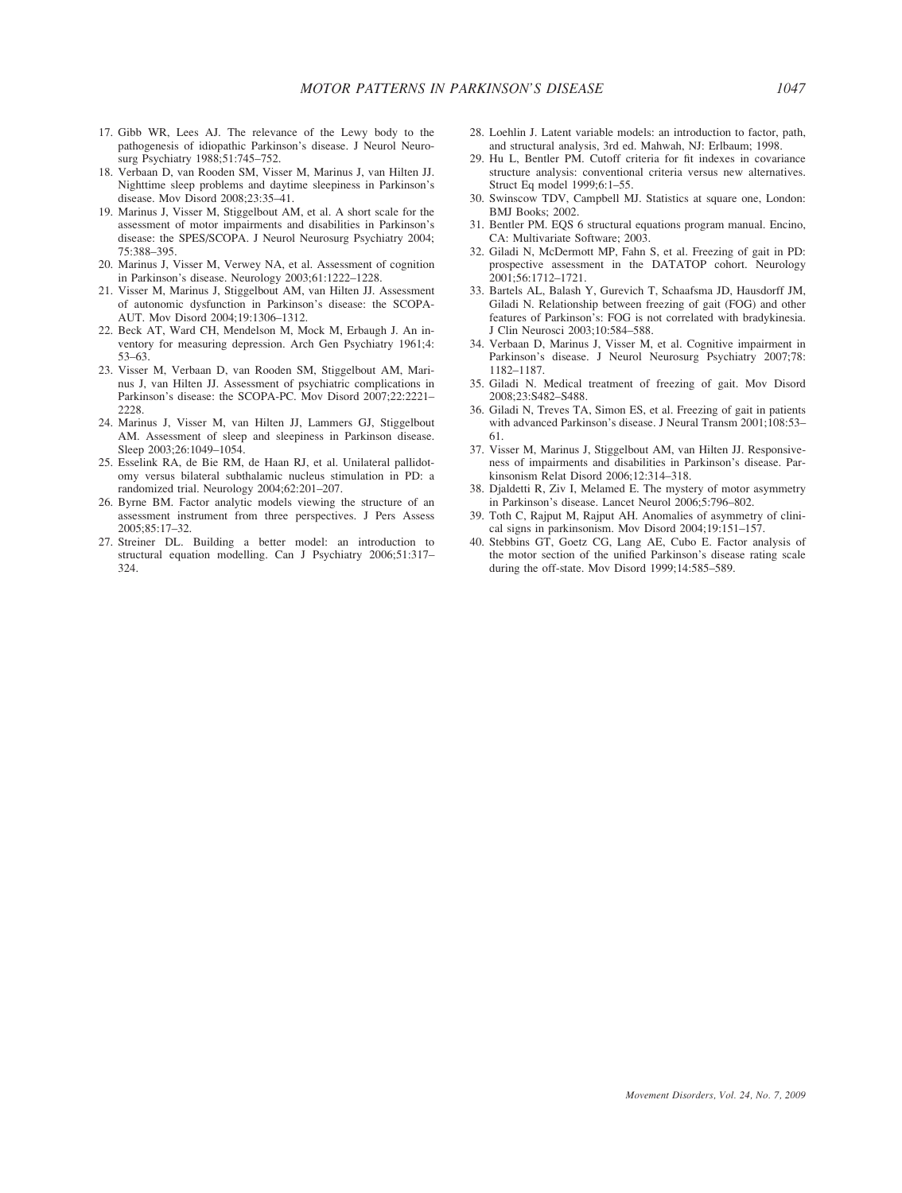17. Gibb WR, Lees AJ. The relevance of the Lewy body to the pathogenesis of idiopathic Parkinson's disease. J Neurol Neurosurg Psychiatry 1988;51:745–752.
18. Verbaan D, van Rooden SM, Visser M, Marinus J, van Hilten JJ. Nighttime sleep problems and daytime sleepiness in Parkinson's disease. Mov Disord 2008;23:35–41.
19. Marinus J, Visser M, Stiggelbout AM, et al. A short scale for the assessment of motor impairments and disabilities in Parkinson's disease: the SPES/SCOPA. J Neurol Neurosurg Psychiatry 2004; 75:388–395.
20. Marinus J, Visser M, Verwey NA, et al. Assessment of cognition in Parkinson's disease. Neurology 2003;61:1222–1228.
21. Visser M, Marinus J, Stiggelbout AM, van Hilten JJ. Assessment of autonomic dysfunction in Parkinson's disease: the SCOPA-AUT. Mov Disord 2004;19:1306–1312.
22. Beck AT, Ward CH, Mendelson M, Mock M, Erbaugh J. An inventory for measuring depression. Arch Gen Psychiatry 1961;4: 53–63.
23. Visser M, Verbaan D, van Rooden SM, Stiggelbout AM, Marinus J, van Hilten JJ. Assessment of psychiatric complications in Parkinson's disease: the SCOPA-PC. Mov Disord 2007;22:2221–2228.
24. Marinus J, Visser M, van Hilten JJ, Lammers GJ, Stiggelbout AM. Assessment of sleep and sleepiness in Parkinson disease. Sleep 2003;26:1049–1054.
25. Esselink RA, de Bie RM, de Haan RJ, et al. Unilateral pallidotomy versus bilateral subthalamic nucleus stimulation in PD: a randomized trial. Neurology 2004;62:201–207.
26. Byrne BM. Factor analytic models viewing the structure of an assessment instrument from three perspectives. J Pers Assess 2005;85:17–32.
27. Streiner DL. Building a better model: an introduction to structural equation modelling. Can J Psychiatry 2006;51:317–324.
28. Loehlin J. Latent variable models: an introduction to factor, path, and structural analysis, 3rd ed. Mahwah, NJ: Erlbaum; 1998.
29. Hu L, Bentler PM. Cutoff criteria for fit indexes in covariance structure analysis: conventional criteria versus new alternatives. Struct Eq model 1999;6:1–55.
30. Swinscow TDV, Campbell MJ. Statistics at square one, London: BMJ Books; 2002.
31. Bentler PM. EQS 6 structural equations program manual. Encino, CA: Multivariate Software; 2003.
32. Giladi N, McDermott MP, Fahn S, et al. Freezing of gait in PD: prospective assessment in the DATATOP cohort. Neurology 2001;56:1712–1721.
33. Bartels AL, Balash Y, Gurevich T, Schaafsma JD, Hausdorff JM, Giladi N. Relationship between freezing of gait (FOG) and other features of Parkinson's: FOG is not correlated with bradykinesia. J Clin Neurosci 2003;10:584–588.
34. Verbaan D, Marinus J, Visser M, et al. Cognitive impairment in Parkinson's disease. J Neurol Neurosurg Psychiatry 2007;78: 1182–1187.
35. Giladi N. Medical treatment of freezing of gait. Mov Disord 2008;23:S482–S488.
36. Giladi N, Treves TA, Simon ES, et al. Freezing of gait in patients with advanced Parkinson's disease. J Neural Transm 2001;108:53–61.
37. Visser M, Marinus J, Stiggelbout AM, van Hilten JJ. Responsiveness of impairments and disabilities in Parkinson's disease. Parkinsonism Relat Disord 2006;12:314–318.
38. Djaldetti R, Ziv I, Melamed E. The mystery of motor asymmetry in Parkinson's disease. Lancet Neurol 2006;5:796–802.
39. Toth C, Rajput M, Rajput AH. Anomalies of asymmetry of clinical signs in parkinsonism. Mov Disord 2004;19:151–157.
40. Stebbins GT, Goetz CG, Lang AE, Cubo E. Factor analysis of the motor section of the unified Parkinson's disease rating scale during the off-state. Mov Disord 1999;14:585–589.